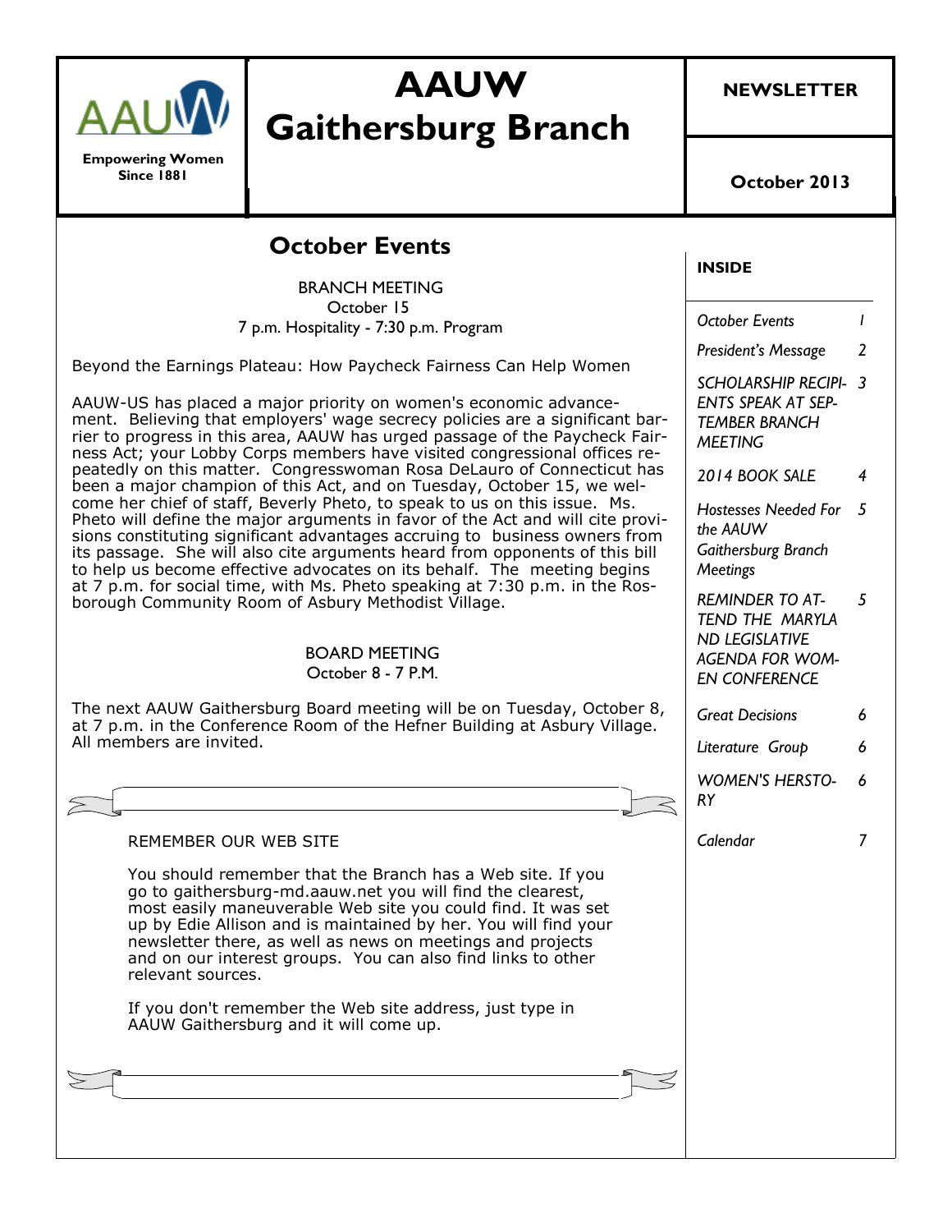# AAUW Gaithersburg Branch

**Empowering Women Since 1881**

**NEWSLETTER**

**October 2013**

## October Events

BRANCH MEETING
October 15
7 p.m. Hospitality - 7:30 p.m. Program

Beyond the Earnings Plateau: How Paycheck Fairness Can Help Women

AAUW-US has placed a major priority on women's economic advancement. Believing that employers' wage secrecy policies are a significant barrier to progress in this area, AAUW has urged passage of the Paycheck Fairness Act; your Lobby Corps members have visited congressional offices repeatedly on this matter. Congresswoman Rosa DeLauro of Connecticut has been a major champion of this Act, and on Tuesday, October 15, we welcome her chief of staff, Beverly Pheto, to speak to us on this issue. Ms. Pheto will define the major arguments in favor of the Act and will cite provisions constituting significant advantages accruing to business owners from its passage. She will also cite arguments heard from opponents of this bill to help us become effective advocates on its behalf. The meeting begins at 7 p.m. for social time, with Ms. Pheto speaking at 7:30 p.m. in the Rosborough Community Room of Asbury Methodist Village.

BOARD MEETING
October 8 - 7 P.M.

The next AAUW Gaithersburg Board meeting will be on Tuesday, October 8, at 7 p.m. in the Conference Room of the Hefner Building at Asbury Village. All members are invited.

REMEMBER OUR WEB SITE

You should remember that the Branch has a Web site. If you go to gaithersburg-md.aauw.net you will find the clearest, most easily maneuverable Web site you could find. It was set up by Edie Allison and is maintained by her. You will find your newsletter there, as well as news on meetings and projects and on our interest groups. You can also find links to other relevant sources.

If you don't remember the Web site address, just type in AAUW Gaithersburg and it will come up.

**INSIDE**

| | |
|---|---|
| *October Events* | 1 |
| *President's Message* | 2 |
| *SCHOLARSHIP RECIPIENTS SPEAK AT SEPTEMBER BRANCH MEETING* | 3 |
| *2014 BOOK SALE* | 4 |
| *Hostesses Needed For the AAUW Gaithersburg Branch Meetings* | 5 |
| *REMINDER TO ATTEND THE MARYLAND LEGISLATIVE AGENDA FOR WOMEN CONFERENCE* | 5 |
| *Great Decisions* | 6 |
| *Literature Group* | 6 |
| *WOMEN'S HERSTORY* | 6 |
| *Calendar* | 7 |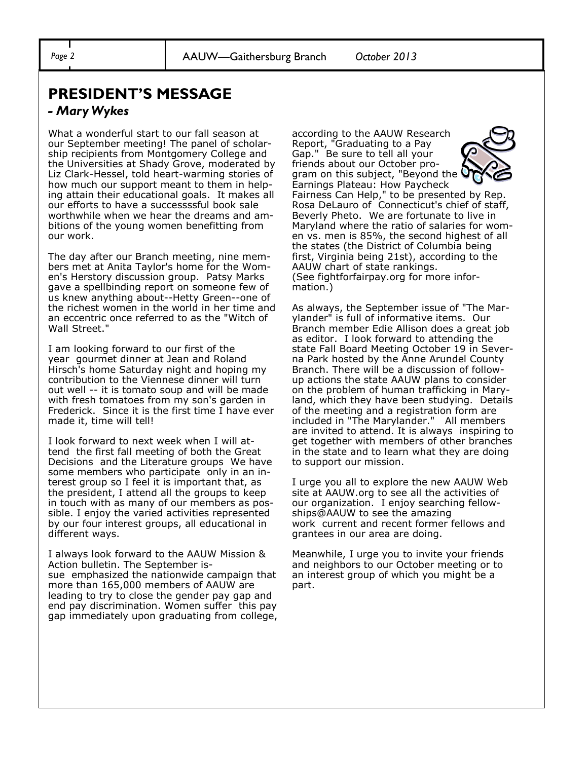## PRESIDENT'S MESSAGE

### *- Mary Wykes*

What a wonderful start to our fall season at our September meeting! The panel of scholarship recipients from Montgomery College and the Universities at Shady Grove, moderated by Liz Clark-Hessel, told heart-warming stories of how much our support meant to them in helping attain their educational goals. It makes all our efforts to have a successsful book sale worthwhile when we hear the dreams and ambitions of the young women benefitting from our work.

The day after our Branch meeting, nine members met at Anita Taylor's home for the Women's Herstory discussion group. Patsy Marks gave a spellbinding report on someone few of us knew anything about--Hetty Green--one of the richest women in the world in her time and an eccentric once referred to as the "Witch of Wall Street."

I am looking forward to our first of the year gourmet dinner at Jean and Roland Hirsch's home Saturday night and hoping my contribution to the Viennese dinner will turn out well -- it is tomato soup and will be made with fresh tomatoes from my son's garden in Frederick. Since it is the first time I have ever made it, time will tell!

I look forward to next week when I will attend the first fall meeting of both the Great Decisions and the Literature groups We have some members who participate only in an interest group so I feel it is important that, as the president, I attend all the groups to keep in touch with as many of our members as possible. I enjoy the varied activities represented by our four interest groups, all educational in different ways.

I always look forward to the AAUW Mission & Action bulletin. The September issue emphasized the nationwide campaign that more than 165,000 members of AAUW are leading to try to close the gender pay gap and end pay discrimination. Women suffer this pay gap immediately upon graduating from college, according to the AAUW Research Report, "Graduating to a Pay Gap." Be sure to tell all your friends about our October program on this subject, "Beyond the Earnings Plateau: How Paycheck Fairness Can Help," to be presented by Rep. Rosa DeLauro of Connecticut's chief of staff, Beverly Pheto. We are fortunate to live in Maryland where the ratio of salaries for women vs. men is 85%, the second highest of all the states (the District of Columbia being first, Virginia being 21st), according to the AAUW chart of state rankings. (See fightforfairpay.org for more information.)

As always, the September issue of "The Marylander" is full of informative items. Our Branch member Edie Allison does a great job as editor. I look forward to attending the state Fall Board Meeting October 19 in Severna Park hosted by the Anne Arundel County Branch. There will be a discussion of follow-up actions the state AAUW plans to consider on the problem of human trafficking in Maryland, which they have been studying. Details of the meeting and a registration form are included in "The Marylander." All members are invited to attend. It is always inspiring to get together with members of other branches in the state and to learn what they are doing to support our mission.

I urge you all to explore the new AAUW Web site at AAUW.org to see all the activities of our organization. I enjoy searching fellowships@AAUW to see the amazing work current and recent former fellows and grantees in our area are doing.

Meanwhile, I urge you to invite your friends and neighbors to our October meeting or to an interest group of which you might be a part.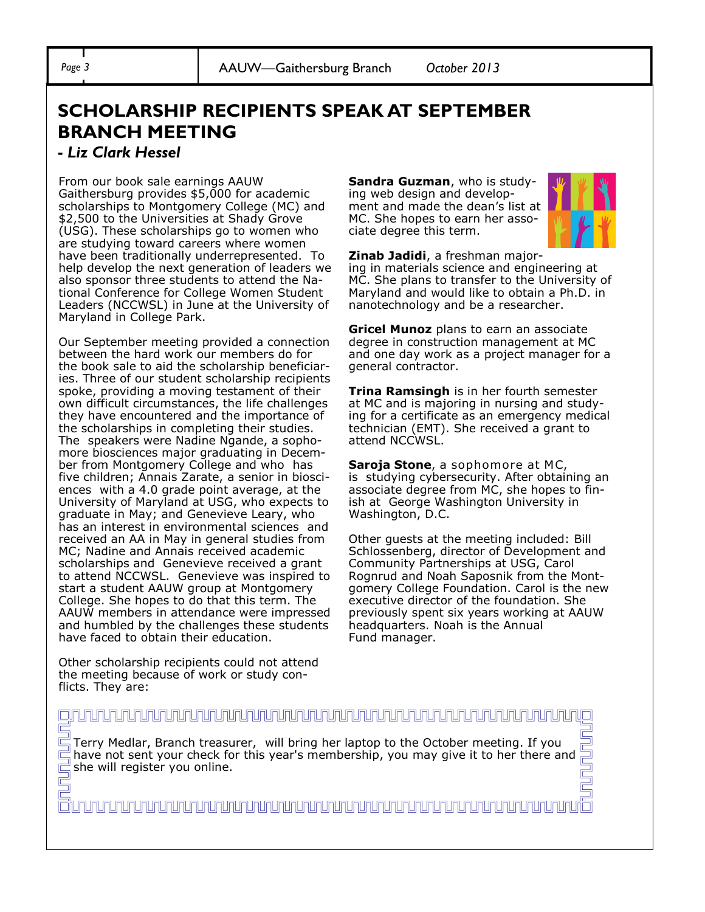# SCHOLARSHIP RECIPIENTS SPEAK AT SEPTEMBER BRANCH MEETING

***- Liz Clark Hessel***

From our book sale earnings AAUW Gaithersburg provides $5,000 for academic scholarships to Montgomery College (MC) and $2,500 to the Universities at Shady Grove (USG). These scholarships go to women who are studying toward careers where women have been traditionally underrepresented. To help develop the next generation of leaders we also sponsor three students to attend the National Conference for College Women Student Leaders (NCCWSL) in June at the University of Maryland in College Park.

Our September meeting provided a connection between the hard work our members do for the book sale to aid the scholarship beneficiaries. Three of our student scholarship recipients spoke, providing a moving testament of their own difficult circumstances, the life challenges they have encountered and the importance of the scholarships in completing their studies. The speakers were Nadine Ngande, a sophomore biosciences major graduating in December from Montgomery College and who has five children; Annais Zarate, a senior in biosciences with a 4.0 grade point average, at the University of Maryland at USG, who expects to graduate in May; and Genevieve Leary, who has an interest in environmental sciences and received an AA in May in general studies from MC; Nadine and Annais received academic scholarships and Genevieve received a grant to attend NCCWSL. Genevieve was inspired to start a student AAUW group at Montgomery College. She hopes to do that this term. The AAUW members in attendance were impressed and humbled by the challenges these students have faced to obtain their education.

Other scholarship recipients could not attend the meeting because of work or study conflicts. They are:

**Sandra Guzman**, who is studying web design and development and made the dean's list at MC. She hopes to earn her associate degree this term.

**Zinab Jadidi**, a freshman majoring in materials science and engineering at MC. She plans to transfer to the University of Maryland and would like to obtain a Ph.D. in nanotechnology and be a researcher.

**Gricel Munoz** plans to earn an associate degree in construction management at MC and one day work as a project manager for a general contractor.

**Trina Ramsingh** is in her fourth semester at MC and is majoring in nursing and studying for a certificate as an emergency medical technician (EMT). She received a grant to attend NCCWSL.

**Saroja Stone**, a sophomore at MC, is studying cybersecurity. After obtaining an associate degree from MC, she hopes to finish at George Washington University in Washington, D.C.

Other guests at the meeting included: Bill Schlossenberg, director of Development and Community Partnerships at USG, Carol Rognrud and Noah Saposnik from the Montgomery College Foundation. Carol is the new executive director of the foundation. She previously spent six years working at AAUW headquarters. Noah is the Annual Fund manager.

---

Terry Medlar, Branch treasurer, will bring her laptop to the October meeting. If you have not sent your check for this year's membership, you may give it to her there and she will register you online.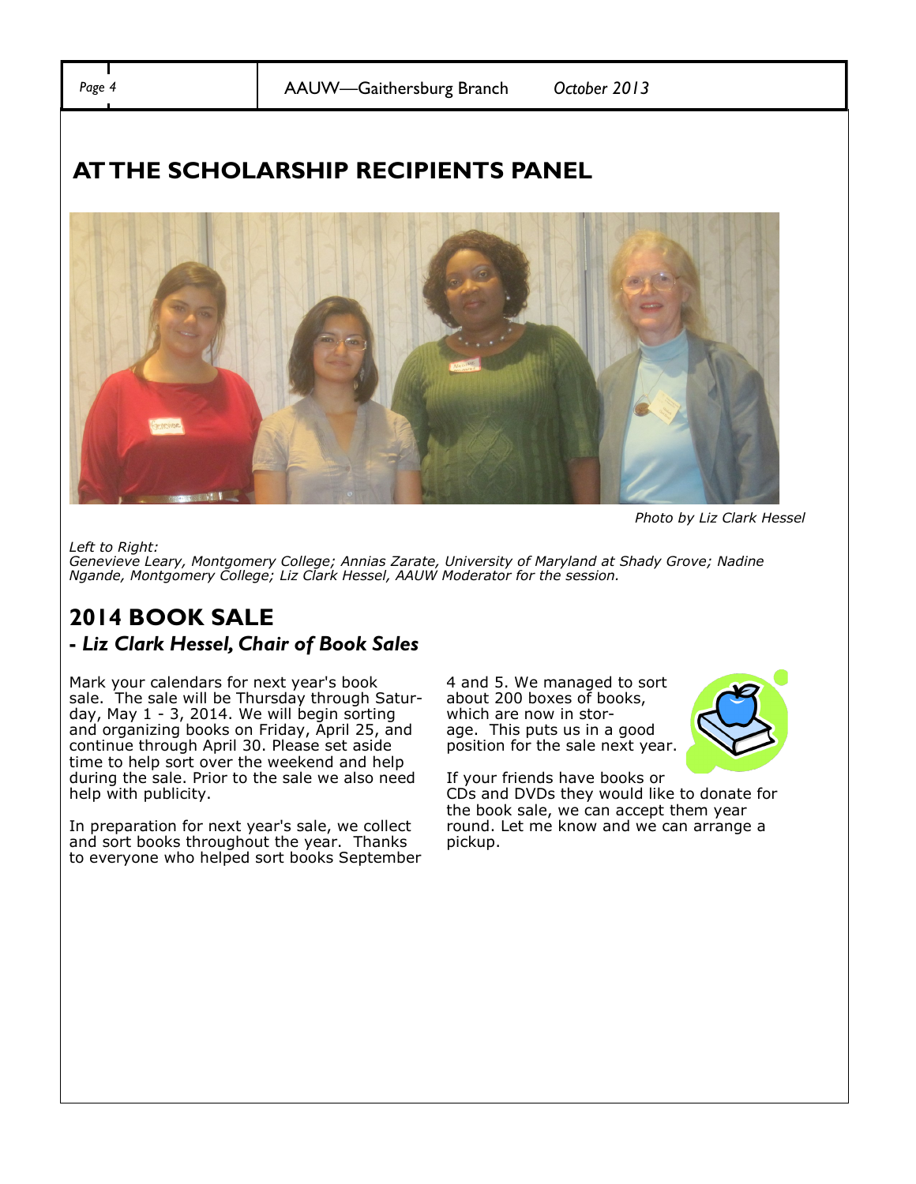## AT THE SCHOLARSHIP RECIPIENTS PANEL

*Photo by Liz Clark Hessel*

*Left to Right:*
*Genevieve Leary, Montgomery College; Annias Zarate, University of Maryland at Shady Grove; Nadine Ngande, Montgomery College; Liz Clark Hessel, AAUW Moderator for the session.*

## 2014 BOOK SALE

### - *Liz Clark Hessel, Chair of Book Sales*

Mark your calendars for next year's book sale. The sale will be Thursday through Saturday, May 1 - 3, 2014. We will begin sorting and organizing books on Friday, April 25, and continue through April 30. Please set aside time to help sort over the weekend and help during the sale. Prior to the sale we also need help with publicity.

In preparation for next year's sale, we collect and sort books throughout the year. Thanks to everyone who helped sort books September 4 and 5. We managed to sort about 200 boxes of books, which are now in storage. This puts us in a good position for the sale next year.

If your friends have books or CDs and DVDs they would like to donate for the book sale, we can accept them year round. Let me know and we can arrange a pickup.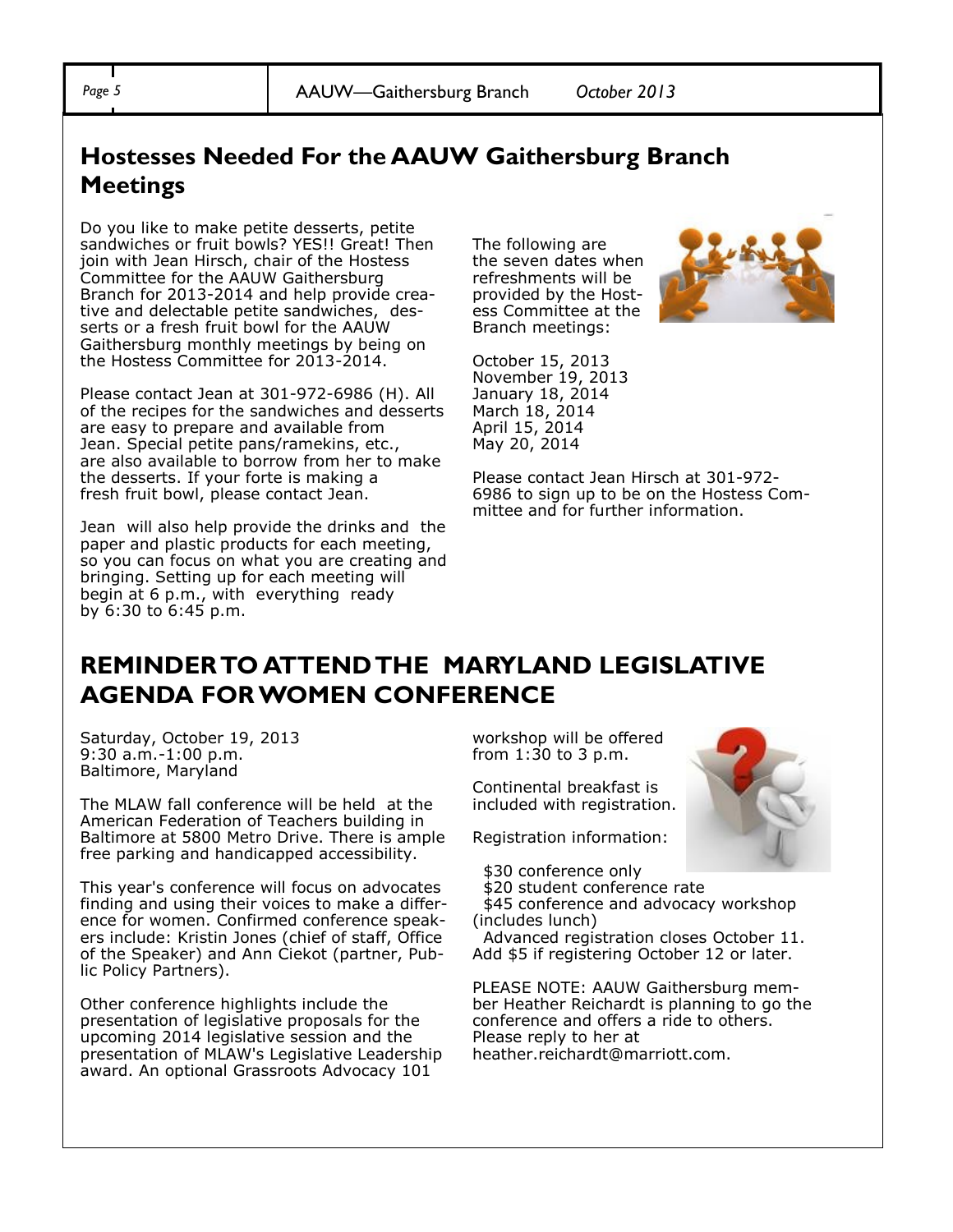## Hostesses Needed For the AAUW Gaithersburg Branch Meetings

Do you like to make petite desserts, petite sandwiches or fruit bowls? YES!! Great! Then join with Jean Hirsch, chair of the Hostess Committee for the AAUW Gaithersburg Branch for 2013-2014 and help provide creative and delectable petite sandwiches, desserts or a fresh fruit bowl for the AAUW Gaithersburg monthly meetings by being on the Hostess Committee for 2013-2014.

Please contact Jean at 301-972-6986 (H). All of the recipes for the sandwiches and desserts are easy to prepare and available from Jean. Special petite pans/ramekins, etc., are also available to borrow from her to make the desserts. If your forte is making a fresh fruit bowl, please contact Jean.

Jean will also help provide the drinks and the paper and plastic products for each meeting, so you can focus on what you are creating and bringing. Setting up for each meeting will begin at 6 p.m., with everything ready by 6:30 to 6:45 p.m.

The following are the seven dates when refreshments will be provided by the Hostess Committee at the Branch meetings:

October 15, 2013
November 19, 2013
January 18, 2014
March 18, 2014
April 15, 2014
May 20, 2014

Please contact Jean Hirsch at 301-972-6986 to sign up to be on the Hostess Committee and for further information.

## REMINDER TO ATTEND THE MARYLAND LEGISLATIVE AGENDA FOR WOMEN CONFERENCE

Saturday, October 19, 2013
9:30 a.m.-1:00 p.m.
Baltimore, Maryland

The MLAW fall conference will be held at the American Federation of Teachers building in Baltimore at 5800 Metro Drive. There is ample free parking and handicapped accessibility.

This year's conference will focus on advocates finding and using their voices to make a difference for women. Confirmed conference speakers include: Kristin Jones (chief of staff, Office of the Speaker) and Ann Ciekot (partner, Public Policy Partners).

Other conference highlights include the presentation of legislative proposals for the upcoming 2014 legislative session and the presentation of MLAW's Legislative Leadership award. An optional Grassroots Advocacy 101 workshop will be offered from 1:30 to 3 p.m.

Continental breakfast is included with registration.

Registration information:

$30 conference only
$20 student conference rate
$45 conference and advocacy workshop (includes lunch)
Advanced registration closes October 11. Add $5 if registering October 12 or later.

PLEASE NOTE: AAUW Gaithersburg member Heather Reichardt is planning to go the conference and offers a ride to others. Please reply to her at heather.reichardt@marriott.com.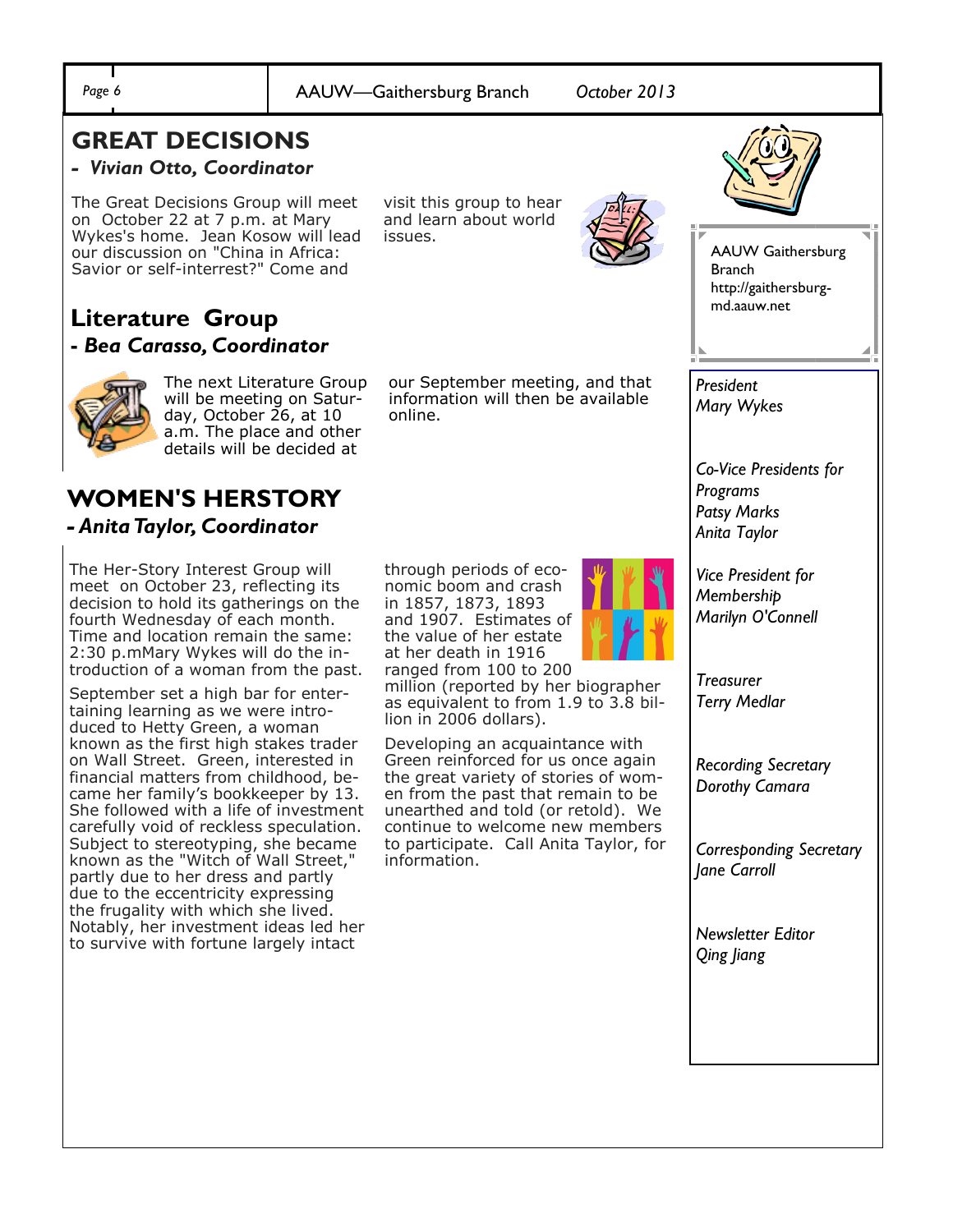## GREAT DECISIONS

*- Vivian Otto, Coordinator*

The Great Decisions Group will meet on October 22 at 7 p.m. at Mary Wykes's home. Jean Kosow will lead our discussion on "China in Africa: Savior or self-interrest?" Come and visit this group to hear and learn about world issues.

## Literature Group

*- Bea Carasso, Coordinator*

The next Literature Group will be meeting on Saturday, October 26, at 10 a.m. The place and other details will be decided at our September meeting, and that information will then be available online.

## WOMEN'S HERSTORY

*- Anita Taylor, Coordinator*

The Her-Story Interest Group will meet on October 23, reflecting its decision to hold its gatherings on the fourth Wednesday of each month. Time and location remain the same: 2:30 p.mMary Wykes will do the introduction of a woman from the past.

September set a high bar for entertaining learning as we were introduced to Hetty Green, a woman known as the first high stakes trader on Wall Street. Green, interested in financial matters from childhood, became her family's bookkeeper by 13. She followed with a life of investment carefully void of reckless speculation. Subject to stereotyping, she became known as the "Witch of Wall Street," partly due to her dress and partly due to the eccentricity expressing the frugality with which she lived. Notably, her investment ideas led her to survive with fortune largely intact through periods of economic boom and crash in 1857, 1873, 1893 and 1907. Estimates of the value of her estate at her death in 1916 ranged from 100 to 200 million (reported by her biographer as equivalent to from 1.9 to 3.8 billion in 2006 dollars).

Developing an acquaintance with Green reinforced for us once again the great variety of stories of women from the past that remain to be unearthed and told (or retold). We continue to welcome new members to participate. Call Anita Taylor, for information.

---

AAUW Gaithersburg Branch
http://gaithersburg-md.aauw.net

*President*
*Mary Wykes*

*Co-Vice Presidents for Programs*
*Patsy Marks*
*Anita Taylor*

*Vice President for Membership*
*Marilyn O'Connell*

*Treasurer*
*Terry Medlar*

*Recording Secretary*
*Dorothy Camara*

*Corresponding Secretary*
*Jane Carroll*

*Newsletter Editor*
*Qing Jiang*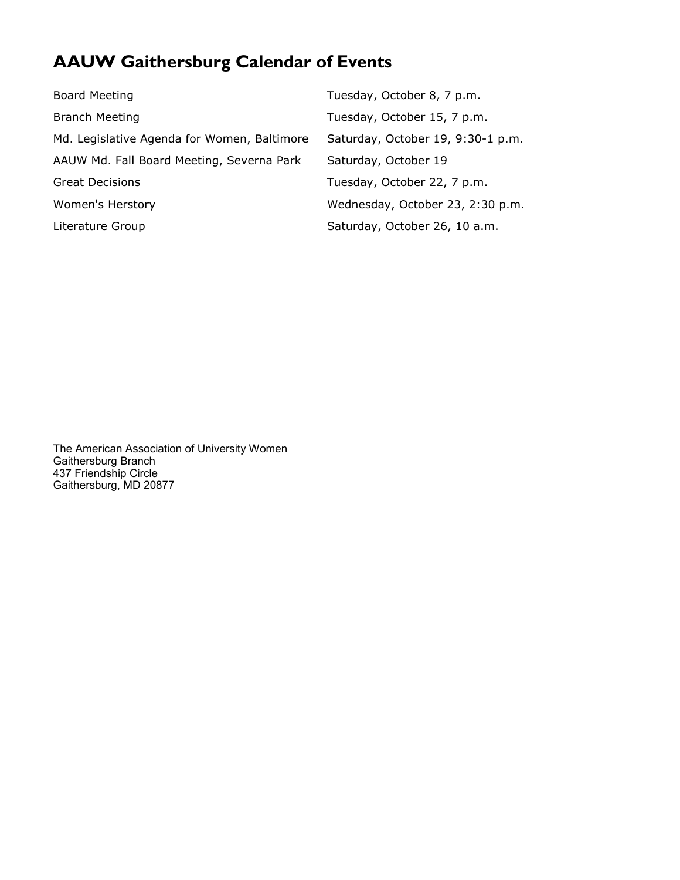## AAUW Gaithersburg Calendar of Events

| | |
|---|---|
| Board Meeting | Tuesday, October 8, 7 p.m. |
| Branch Meeting | Tuesday, October 15, 7 p.m. |
| Md. Legislative Agenda for Women, Baltimore | Saturday, October 19, 9:30-1 p.m. |
| AAUW Md. Fall Board Meeting, Severna Park | Saturday, October 19 |
| Great Decisions | Tuesday, October 22, 7 p.m. |
| Women's Herstory | Wednesday, October 23, 2:30 p.m. |
| Literature Group | Saturday, October 26, 10 a.m. |

The American Association of University Women
Gaithersburg Branch
437 Friendship Circle
Gaithersburg, MD 20877